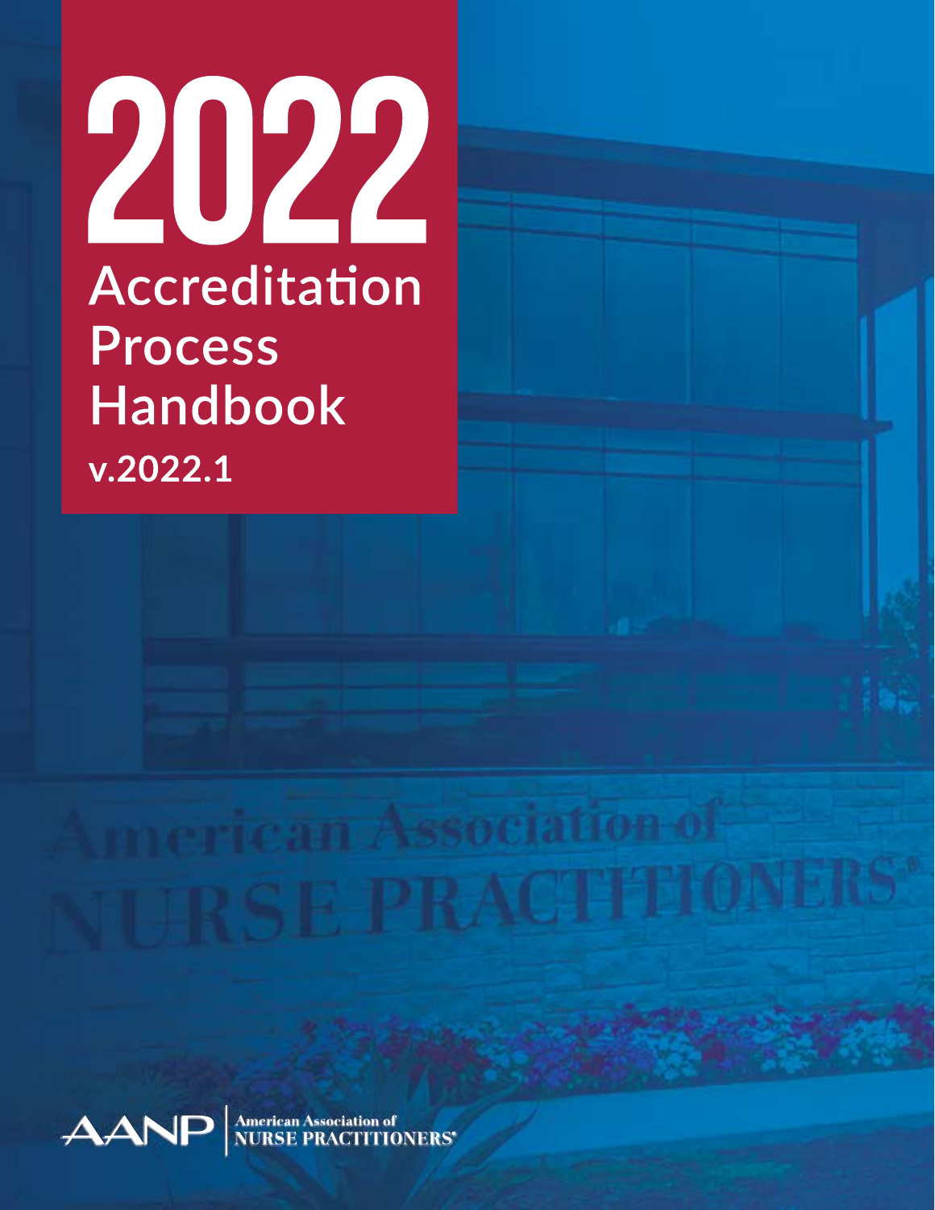# 2022 Accreditation Process Handbook

**v.2022.1**

American Association of NURSE PRACTITIONERS®

AANP | American Association of NURSE PRACTITIONERS®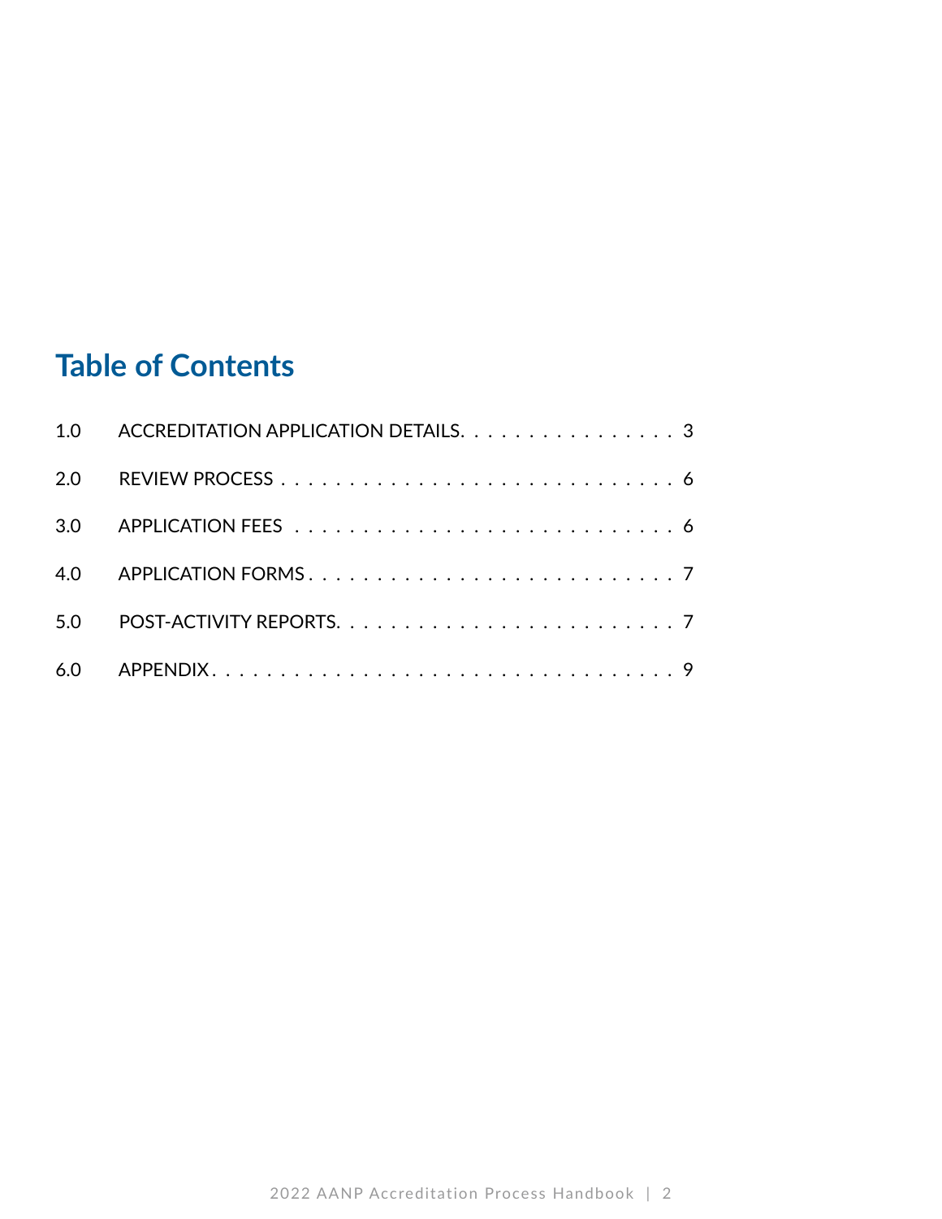## Table of Contents

| | | |
|---|---|---|
| 1.0 | ACCREDITATION APPLICATION DETAILS | 3 |
| 2.0 | REVIEW PROCESS | 6 |
| 3.0 | APPLICATION FEES | 6 |
| 4.0 | APPLICATION FORMS | 7 |
| 5.0 | POST-ACTIVITY REPORTS | 7 |
| 6.0 | APPENDIX | 9 |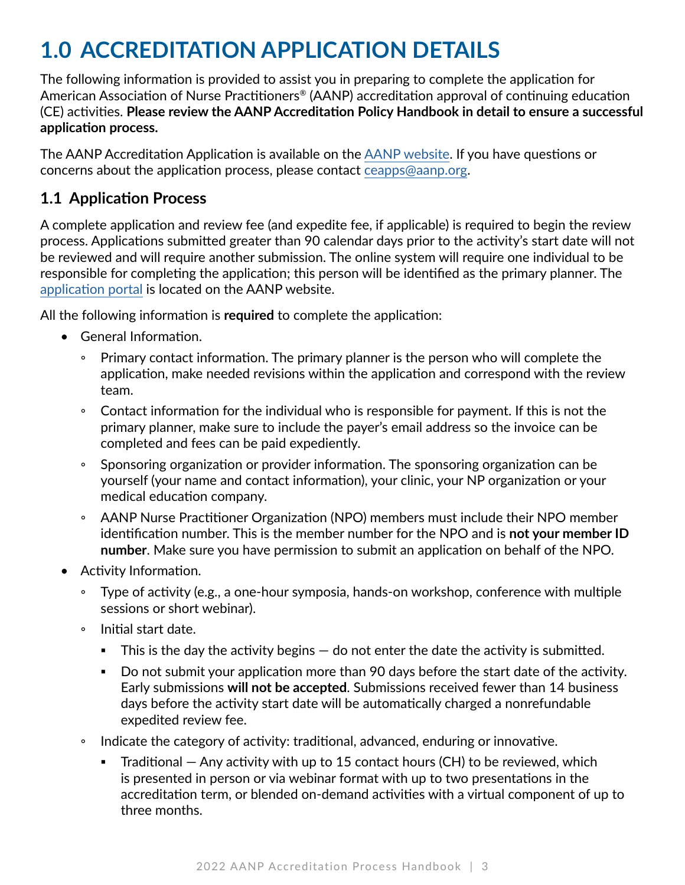# 1.0 ACCREDITATION APPLICATION DETAILS

The following information is provided to assist you in preparing to complete the application for American Association of Nurse Practitioners® (AANP) accreditation approval of continuing education (CE) activities. **Please review the AANP Accreditation Policy Handbook in detail to ensure a successful application process.**

The AANP Accreditation Application is available on the AANP website. If you have questions or concerns about the application process, please contact ceapps@aanp.org.

## 1.1 Application Process

A complete application and review fee (and expedite fee, if applicable) is required to begin the review process. Applications submitted greater than 90 calendar days prior to the activity's start date will not be reviewed and will require another submission. The online system will require one individual to be responsible for completing the application; this person will be identified as the primary planner. The application portal is located on the AANP website.

All the following information is **required** to complete the application:

- General Information.
  - Primary contact information. The primary planner is the person who will complete the application, make needed revisions within the application and correspond with the review team.
  - Contact information for the individual who is responsible for payment. If this is not the primary planner, make sure to include the payer's email address so the invoice can be completed and fees can be paid expediently.
  - Sponsoring organization or provider information. The sponsoring organization can be yourself (your name and contact information), your clinic, your NP organization or your medical education company.
  - AANP Nurse Practitioner Organization (NPO) members must include their NPO member identification number. This is the member number for the NPO and is **not your member ID number**. Make sure you have permission to submit an application on behalf of the NPO.
- Activity Information.
  - Type of activity (e.g., a one-hour symposia, hands-on workshop, conference with multiple sessions or short webinar).
  - Initial start date.
    - This is the day the activity begins — do not enter the date the activity is submitted.
    - Do not submit your application more than 90 days before the start date of the activity. Early submissions **will not be accepted**. Submissions received fewer than 14 business days before the activity start date will be automatically charged a nonrefundable expedited review fee.
  - Indicate the category of activity: traditional, advanced, enduring or innovative.
    - Traditional — Any activity with up to 15 contact hours (CH) to be reviewed, which is presented in person or via webinar format with up to two presentations in the accreditation term, or blended on-demand activities with a virtual component of up to three months.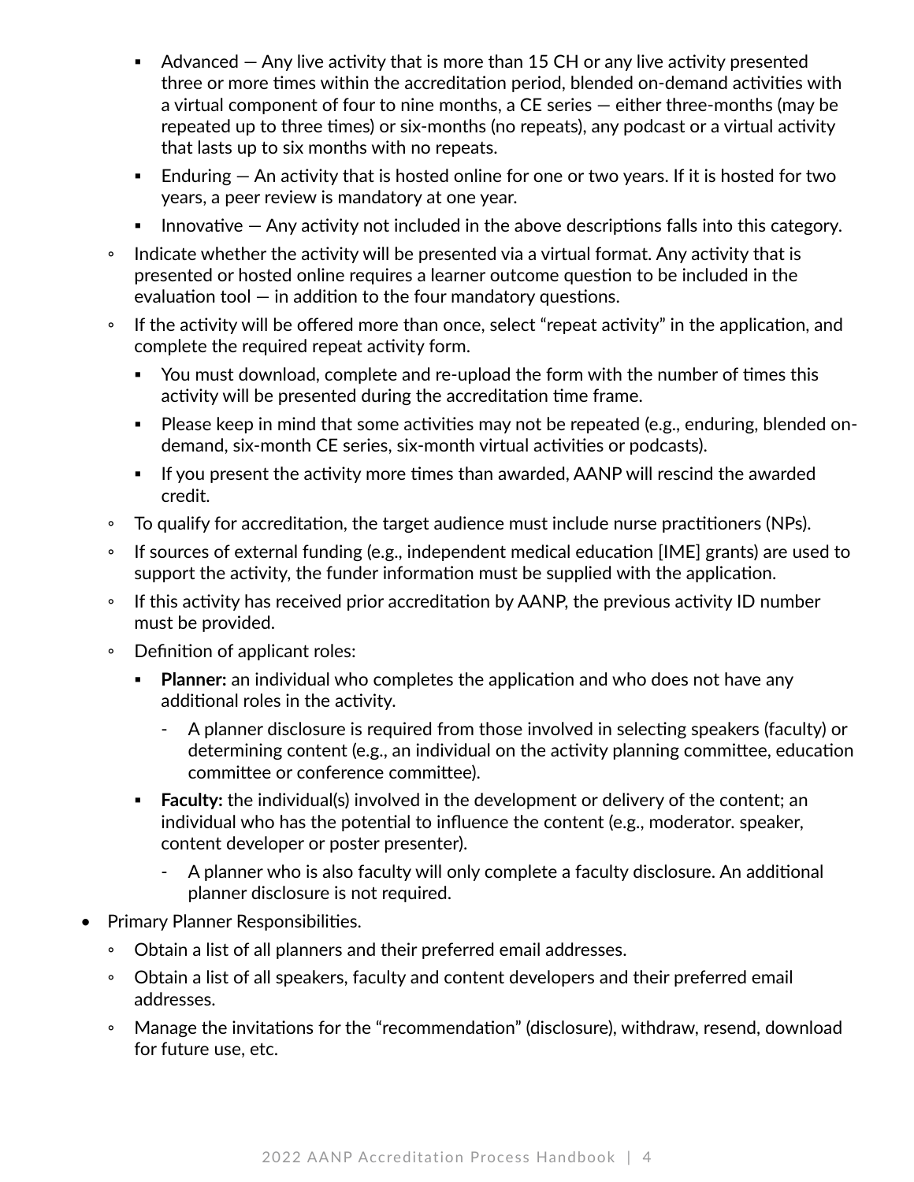- Advanced — Any live activity that is more than 15 CH or any live activity presented three or more times within the accreditation period, blended on-demand activities with a virtual component of four to nine months, a CE series — either three-months (may be repeated up to three times) or six-months (no repeats), any podcast or a virtual activity that lasts up to six months with no repeats.
    - Enduring — An activity that is hosted online for one or two years. If it is hosted for two years, a peer review is mandatory at one year.
    - Innovative — Any activity not included in the above descriptions falls into this category.
  - Indicate whether the activity will be presented via a virtual format. Any activity that is presented or hosted online requires a learner outcome question to be included in the evaluation tool — in addition to the four mandatory questions.
  - If the activity will be offered more than once, select "repeat activity" in the application, and complete the required repeat activity form.
    - You must download, complete and re-upload the form with the number of times this activity will be presented during the accreditation time frame.
    - Please keep in mind that some activities may not be repeated (e.g., enduring, blended on-demand, six-month CE series, six-month virtual activities or podcasts).
    - If you present the activity more times than awarded, AANP will rescind the awarded credit.
  - To qualify for accreditation, the target audience must include nurse practitioners (NPs).
  - If sources of external funding (e.g., independent medical education [IME] grants) are used to support the activity, the funder information must be supplied with the application.
  - If this activity has received prior accreditation by AANP, the previous activity ID number must be provided.
  - Definition of applicant roles:
    - **Planner:** an individual who completes the application and who does not have any additional roles in the activity.
      - A planner disclosure is required from those involved in selecting speakers (faculty) or determining content (e.g., an individual on the activity planning committee, education committee or conference committee).
    - **Faculty:** the individual(s) involved in the development or delivery of the content; an individual who has the potential to influence the content (e.g., moderator. speaker, content developer or poster presenter).
      - A planner who is also faculty will only complete a faculty disclosure. An additional planner disclosure is not required.
- Primary Planner Responsibilities.
  - Obtain a list of all planners and their preferred email addresses.
  - Obtain a list of all speakers, faculty and content developers and their preferred email addresses.
  - Manage the invitations for the "recommendation" (disclosure), withdraw, resend, download for future use, etc.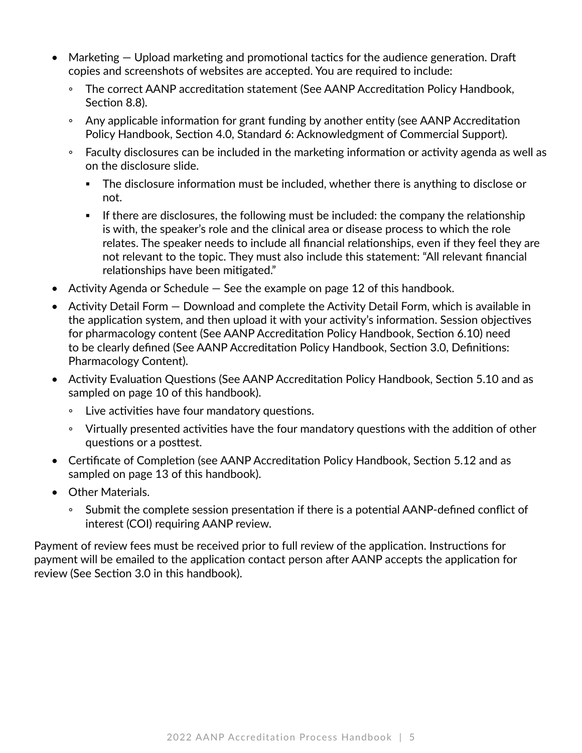- Marketing — Upload marketing and promotional tactics for the audience generation. Draft copies and screenshots of websites are accepted. You are required to include:
  - The correct AANP accreditation statement (See AANP Accreditation Policy Handbook, Section 8.8).
  - Any applicable information for grant funding by another entity (see AANP Accreditation Policy Handbook, Section 4.0, Standard 6: Acknowledgment of Commercial Support).
  - Faculty disclosures can be included in the marketing information or activity agenda as well as on the disclosure slide.
    - The disclosure information must be included, whether there is anything to disclose or not.
    - If there are disclosures, the following must be included: the company the relationship is with, the speaker's role and the clinical area or disease process to which the role relates. The speaker needs to include all financial relationships, even if they feel they are not relevant to the topic. They must also include this statement: "All relevant financial relationships have been mitigated."
- Activity Agenda or Schedule — See the example on page 12 of this handbook.
- Activity Detail Form — Download and complete the Activity Detail Form, which is available in the application system, and then upload it with your activity's information. Session objectives for pharmacology content (See AANP Accreditation Policy Handbook, Section 6.10) need to be clearly defined (See AANP Accreditation Policy Handbook, Section 3.0, Definitions: Pharmacology Content).
- Activity Evaluation Questions (See AANP Accreditation Policy Handbook, Section 5.10 and as sampled on page 10 of this handbook).
  - Live activities have four mandatory questions.
  - Virtually presented activities have the four mandatory questions with the addition of other questions or a posttest.
- Certificate of Completion (see AANP Accreditation Policy Handbook, Section 5.12 and as sampled on page 13 of this handbook).
- Other Materials.
  - Submit the complete session presentation if there is a potential AANP-defined conflict of interest (COI) requiring AANP review.

Payment of review fees must be received prior to full review of the application. Instructions for payment will be emailed to the application contact person after AANP accepts the application for review (See Section 3.0 in this handbook).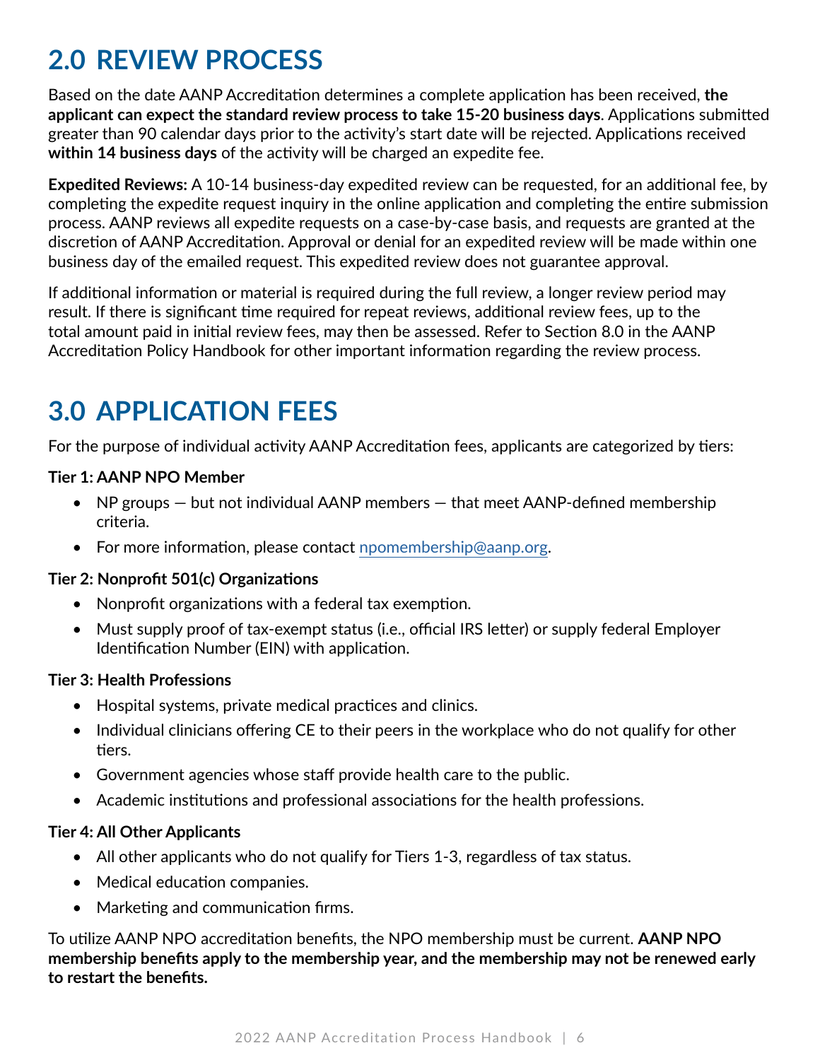## 2.0 REVIEW PROCESS

Based on the date AANP Accreditation determines a complete application has been received, **the applicant can expect the standard review process to take 15-20 business days**. Applications submitted greater than 90 calendar days prior to the activity's start date will be rejected. Applications received **within 14 business days** of the activity will be charged an expedite fee.

**Expedited Reviews:** A 10-14 business-day expedited review can be requested, for an additional fee, by completing the expedite request inquiry in the online application and completing the entire submission process. AANP reviews all expedite requests on a case-by-case basis, and requests are granted at the discretion of AANP Accreditation. Approval or denial for an expedited review will be made within one business day of the emailed request. This expedited review does not guarantee approval.

If additional information or material is required during the full review, a longer review period may result. If there is significant time required for repeat reviews, additional review fees, up to the total amount paid in initial review fees, may then be assessed. Refer to Section 8.0 in the AANP Accreditation Policy Handbook for other important information regarding the review process.

## 3.0 APPLICATION FEES

For the purpose of individual activity AANP Accreditation fees, applicants are categorized by tiers:

**Tier 1: AANP NPO Member**

- NP groups — but not individual AANP members — that meet AANP-defined membership criteria.
- For more information, please contact npomembership@aanp.org.

**Tier 2: Nonprofit 501(c) Organizations**

- Nonprofit organizations with a federal tax exemption.
- Must supply proof of tax-exempt status (i.e., official IRS letter) or supply federal Employer Identification Number (EIN) with application.

**Tier 3: Health Professions**

- Hospital systems, private medical practices and clinics.
- Individual clinicians offering CE to their peers in the workplace who do not qualify for other tiers.
- Government agencies whose staff provide health care to the public.
- Academic institutions and professional associations for the health professions.

**Tier 4: All Other Applicants**

- All other applicants who do not qualify for Tiers 1-3, regardless of tax status.
- Medical education companies.
- Marketing and communication firms.

To utilize AANP NPO accreditation benefits, the NPO membership must be current. **AANP NPO membership benefits apply to the membership year, and the membership may not be renewed early to restart the benefits.**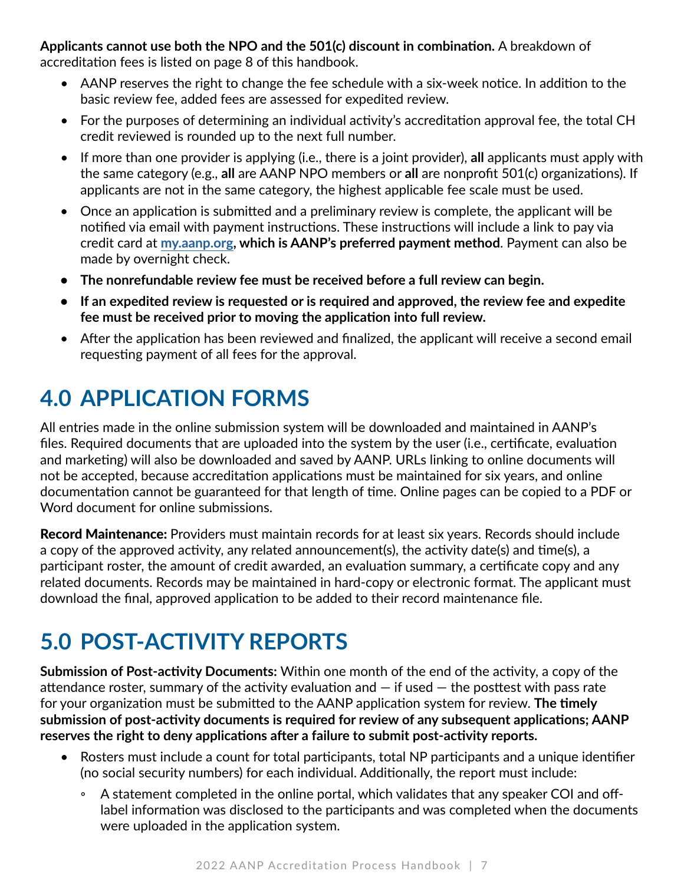**Applicants cannot use both the NPO and the 501(c) discount in combination.** A breakdown of accreditation fees is listed on page 8 of this handbook.

- AANP reserves the right to change the fee schedule with a six-week notice. In addition to the basic review fee, added fees are assessed for expedited review.
- For the purposes of determining an individual activity's accreditation approval fee, the total CH credit reviewed is rounded up to the next full number.
- If more than one provider is applying (i.e., there is a joint provider), **all** applicants must apply with the same category (e.g., **all** are AANP NPO members or **all** are nonprofit 501(c) organizations). If applicants are not in the same category, the highest applicable fee scale must be used.
- Once an application is submitted and a preliminary review is complete, the applicant will be notified via email with payment instructions. These instructions will include a link to pay via credit card at **my.aanp.org, which is AANP's preferred payment method**. Payment can also be made by overnight check.
- **The nonrefundable review fee must be received before a full review can begin.**
- **If an expedited review is requested or is required and approved, the review fee and expedite fee must be received prior to moving the application into full review.**
- After the application has been reviewed and finalized, the applicant will receive a second email requesting payment of all fees for the approval.

# 4.0 APPLICATION FORMS

All entries made in the online submission system will be downloaded and maintained in AANP's files. Required documents that are uploaded into the system by the user (i.e., certificate, evaluation and marketing) will also be downloaded and saved by AANP. URLs linking to online documents will not be accepted, because accreditation applications must be maintained for six years, and online documentation cannot be guaranteed for that length of time. Online pages can be copied to a PDF or Word document for online submissions.

**Record Maintenance:** Providers must maintain records for at least six years. Records should include a copy of the approved activity, any related announcement(s), the activity date(s) and time(s), a participant roster, the amount of credit awarded, an evaluation summary, a certificate copy and any related documents. Records may be maintained in hard-copy or electronic format. The applicant must download the final, approved application to be added to their record maintenance file.

# 5.0 POST-ACTIVITY REPORTS

**Submission of Post-activity Documents:** Within one month of the end of the activity, a copy of the attendance roster, summary of the activity evaluation and — if used — the posttest with pass rate for your organization must be submitted to the AANP application system for review. **The timely submission of post-activity documents is required for review of any subsequent applications; AANP reserves the right to deny applications after a failure to submit post-activity reports.**

- Rosters must include a count for total participants, total NP participants and a unique identifier (no social security numbers) for each individual. Additionally, the report must include:
  - A statement completed in the online portal, which validates that any speaker COI and off-label information was disclosed to the participants and was completed when the documents were uploaded in the application system.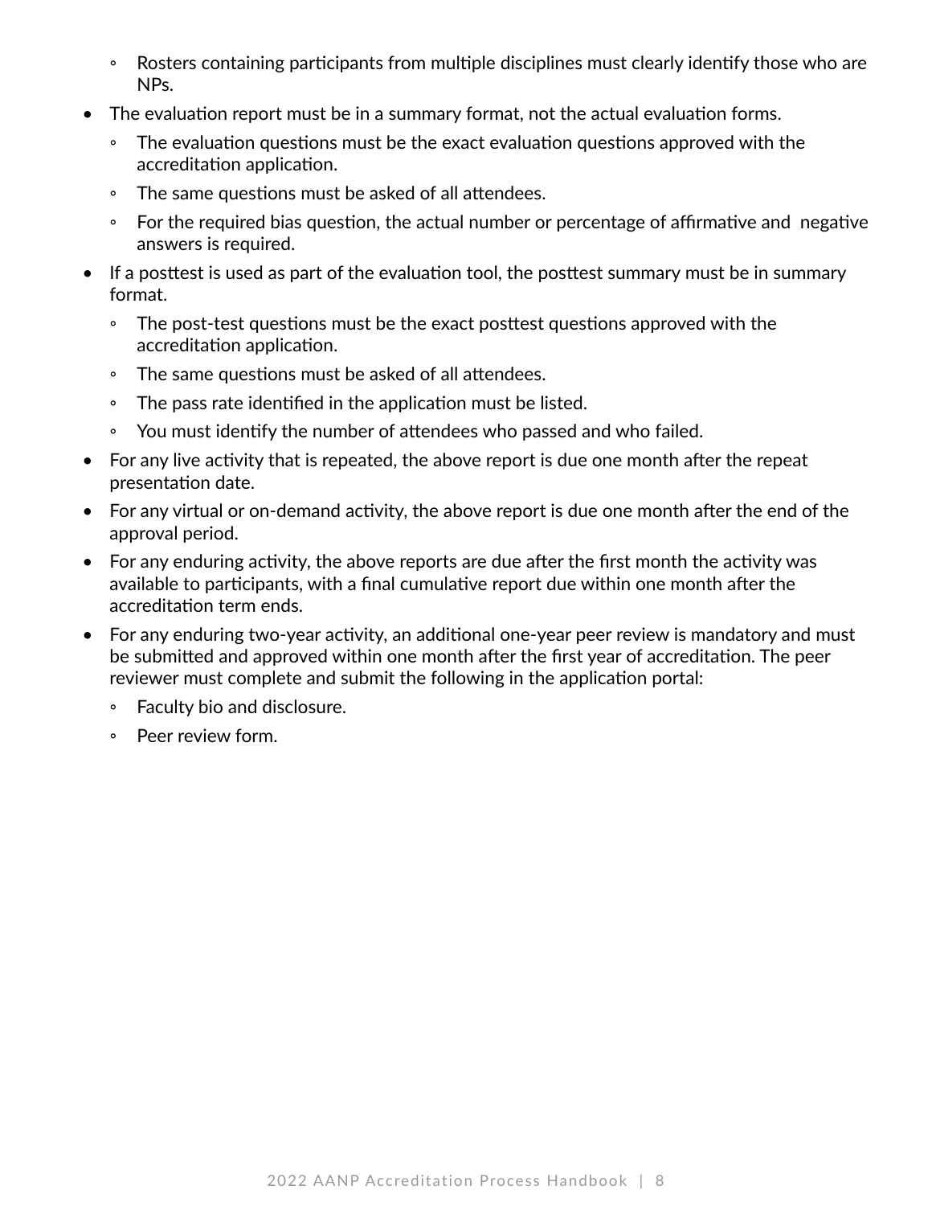- Rosters containing participants from multiple disciplines must clearly identify those who are NPs.
- The evaluation report must be in a summary format, not the actual evaluation forms.
    - The evaluation questions must be the exact evaluation questions approved with the accreditation application.
    - The same questions must be asked of all attendees.
    - For the required bias question, the actual number or percentage of affirmative and negative answers is required.
- If a posttest is used as part of the evaluation tool, the posttest summary must be in summary format.
    - The post-test questions must be the exact posttest questions approved with the accreditation application.
    - The same questions must be asked of all attendees.
    - The pass rate identified in the application must be listed.
    - You must identify the number of attendees who passed and who failed.
- For any live activity that is repeated, the above report is due one month after the repeat presentation date.
- For any virtual or on-demand activity, the above report is due one month after the end of the approval period.
- For any enduring activity, the above reports are due after the first month the activity was available to participants, with a final cumulative report due within one month after the accreditation term ends.
- For any enduring two-year activity, an additional one-year peer review is mandatory and must be submitted and approved within one month after the first year of accreditation. The peer reviewer must complete and submit the following in the application portal:
    - Faculty bio and disclosure.
    - Peer review form.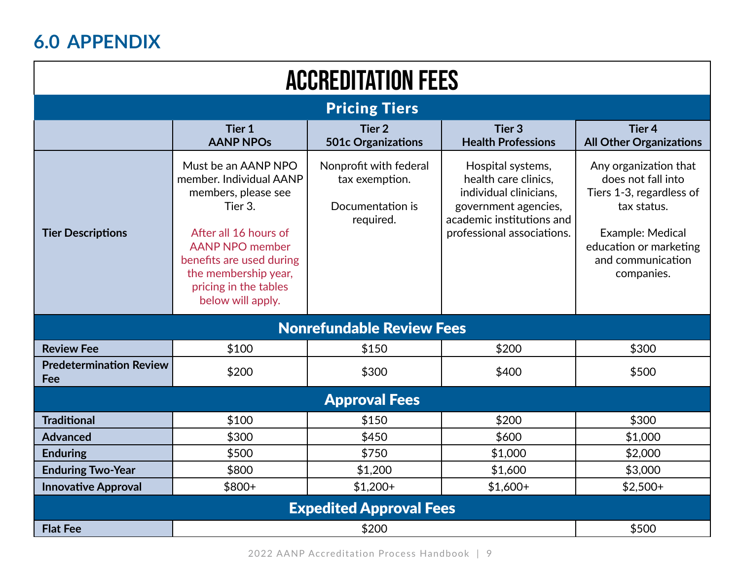## 6.0 APPENDIX

# ACCREDITATION FEES

| Pricing Tiers | | | | |
|---|---|---|---|---|
| | **Tier 1**<br>**AANP NPOs** | **Tier 2**<br>**501c Organizations** | **Tier 3**<br>**Health Professions** | **Tier 4**<br>**All Other Organizations** |
| **Tier Descriptions** | Must be an AANP NPO member. Individual AANP members, please see Tier 3.<br><br>After all 16 hours of AANP NPO member benefits are used during the membership year, pricing in the tables below will apply. | Nonprofit with federal tax exemption.<br><br>Documentation is required. | Hospital systems, health care clinics, individual clinicians, government agencies, academic institutions and professional associations. | Any organization that does not fall into Tiers 1-3, regardless of tax status.<br><br>Example: Medical education or marketing and communication companies. |
| **Nonrefundable Review Fees** | | | | |
| **Review Fee** | $100 | $150 | $200 | $300 |
| **Predetermination Review Fee** | $200 | $300 | $400 | $500 |
| **Approval Fees** | | | | |
| **Traditional** | $100 | $150 | $200 | $300 |
| **Advanced** | $300 | $450 | $600 | $1,000 |
| **Enduring** | $500 | $750 | $1,000 | $2,000 |
| **Enduring Two-Year** | $800 | $1,200 | $1,600 | $3,000 |
| **Innovative Approval** | $800+ | $1,200+ | $1,600+ | $2,500+ |
| **Expedited Approval Fees** | | | | |
| **Flat Fee** | $200 | | | $500 |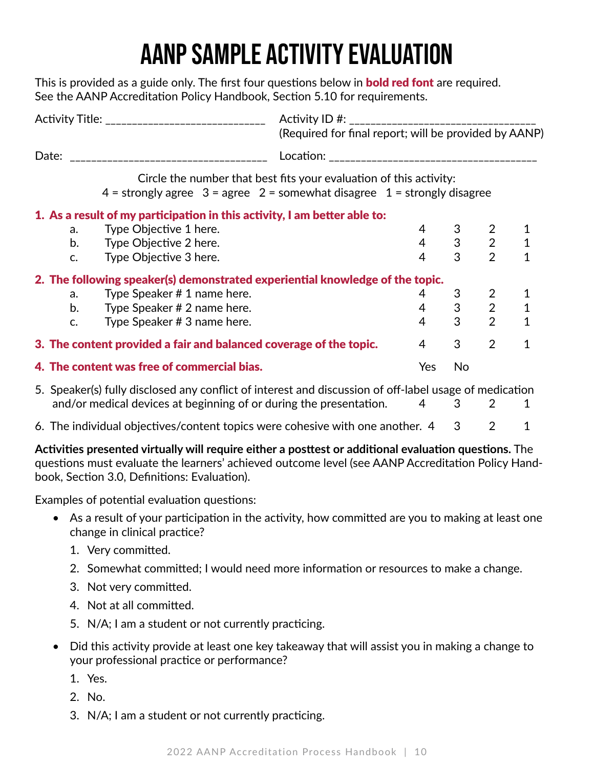# AANP SAMPLE ACTIVITY EVALUATION

This is provided as a guide only. The first four questions below in **bold red font** are required. See the AANP Accreditation Policy Handbook, Section 5.10 for requirements.

Activity Title: ____________________________ Activity ID #: _________________________________
(Required for final report; will be provided by AANP)

Date: ___________________________________ Location: ____________________________________

Circle the number that best fits your evaluation of this activity:
4 = strongly agree 3 = agree 2 = somewhat disagree 1 = strongly disagree

| | | | | |
|---|---|---|---|---|
| **1. As a result of my participation in this activity, I am better able to:** | | | | |
| a. Type Objective 1 here. | 4 | 3 | 2 | 1 |
| b. Type Objective 2 here. | 4 | 3 | 2 | 1 |
| c. Type Objective 3 here. | 4 | 3 | 2 | 1 |
| **2. The following speaker(s) demonstrated experiential knowledge of the topic.** | | | | |
| a. Type Speaker # 1 name here. | 4 | 3 | 2 | 1 |
| b. Type Speaker # 2 name here. | 4 | 3 | 2 | 1 |
| c. Type Speaker # 3 name here. | 4 | 3 | 2 | 1 |
| **3. The content provided a fair and balanced coverage of the topic.** | 4 | 3 | 2 | 1 |
| **4. The content was free of commercial bias.** | Yes | No | | |
| 5. Speaker(s) fully disclosed any conflict of interest and discussion of off-label usage of medication and/or medical devices at beginning of or during the presentation. | 4 | 3 | 2 | 1 |
| 6. The individual objectives/content topics were cohesive with one another. | 4 | 3 | 2 | 1 |

**Activities presented virtually will require either a posttest or additional evaluation questions.** The questions must evaluate the learners' achieved outcome level (see AANP Accreditation Policy Handbook, Section 3.0, Definitions: Evaluation).

Examples of potential evaluation questions:

- As a result of your participation in the activity, how committed are you to making at least one change in clinical practice?
  1. Very committed.
  2. Somewhat committed; I would need more information or resources to make a change.
  3. Not very committed.
  4. Not at all committed.
  5. N/A; I am a student or not currently practicing.
- Did this activity provide at least one key takeaway that will assist you in making a change to your professional practice or performance?
  1. Yes.
  2. No.
  3. N/A; I am a student or not currently practicing.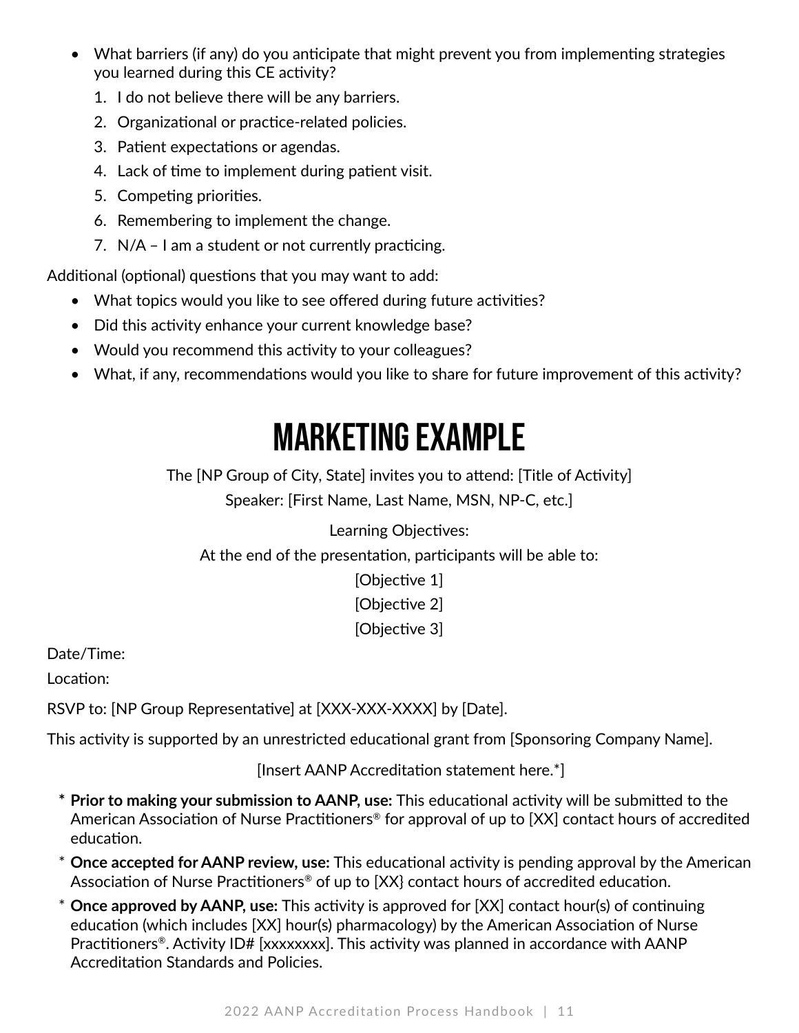- What barriers (if any) do you anticipate that might prevent you from implementing strategies you learned during this CE activity?
  1. I do not believe there will be any barriers.
  2. Organizational or practice-related policies.
  3. Patient expectations or agendas.
  4. Lack of time to implement during patient visit.
  5. Competing priorities.
  6. Remembering to implement the change.
  7. N/A – I am a student or not currently practicing.

Additional (optional) questions that you may want to add:

- What topics would you like to see offered during future activities?
- Did this activity enhance your current knowledge base?
- Would you recommend this activity to your colleagues?
- What, if any, recommendations would you like to share for future improvement of this activity?

# MARKETING EXAMPLE

The [NP Group of City, State] invites you to attend: [Title of Activity]

Speaker: [First Name, Last Name, MSN, NP-C, etc.]

Learning Objectives:

At the end of the presentation, participants will be able to:

[Objective 1]

[Objective 2]

[Objective 3]

Date/Time:

Location:

RSVP to: [NP Group Representative] at [XXX-XXX-XXXX] by [Date].

This activity is supported by an unrestricted educational grant from [Sponsoring Company Name].

[Insert AANP Accreditation statement here.*]

- \* **Prior to making your submission to AANP, use:** This educational activity will be submitted to the American Association of Nurse Practitioners® for approval of up to [XX] contact hours of accredited education.
- \* **Once accepted for AANP review, use:** This educational activity is pending approval by the American Association of Nurse Practitioners® of up to [XX} contact hours of accredited education.
- \* **Once approved by AANP, use:** This activity is approved for [XX] contact hour(s) of continuing education (which includes [XX] hour(s) pharmacology) by the American Association of Nurse Practitioners®. Activity ID# [xxxxxxxx]. This activity was planned in accordance with AANP Accreditation Standards and Policies.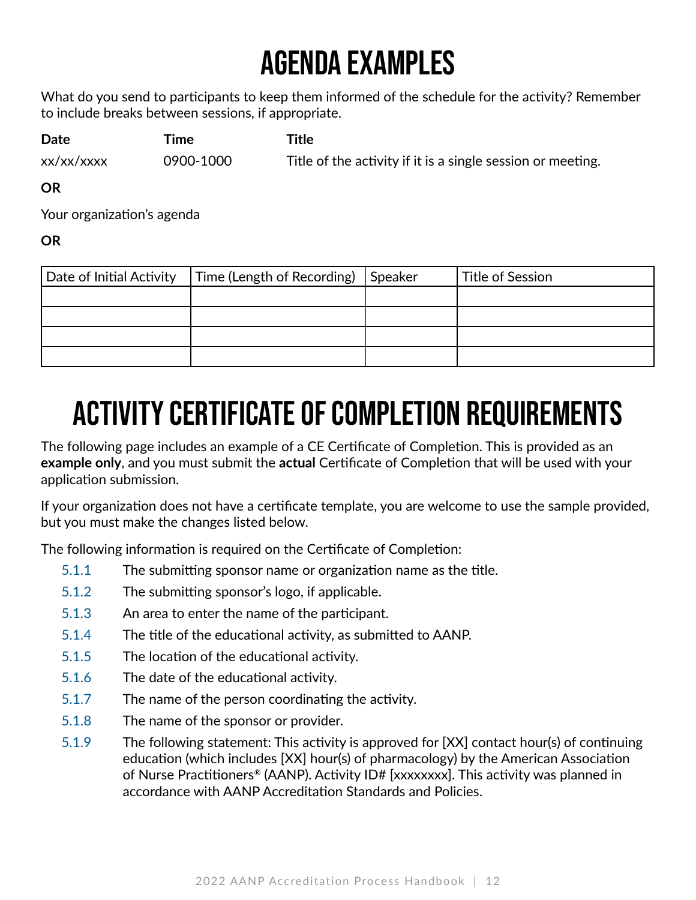# AGENDA EXAMPLES

What do you send to participants to keep them informed of the schedule for the activity? Remember to include breaks between sessions, if appropriate.

| **Date** | **Time** | **Title** |
|---|---|---|
| xx/xx/xxxx | 0900-1000 | Title of the activity if it is a single session or meeting. |

**OR**

Your organization's agenda

**OR**

| Date of Initial Activity | Time (Length of Recording) | Speaker | Title of Session |
|---|---|---|---|
| | | | |
| | | | |
| | | | |
| | | | |

# ACTIVITY CERTIFICATE OF COMPLETION REQUIREMENTS

The following page includes an example of a CE Certificate of Completion. This is provided as an **example only**, and you must submit the **actual** Certificate of Completion that will be used with your application submission.

If your organization does not have a certificate template, you are welcome to use the sample provided, but you must make the changes listed below.

The following information is required on the Certificate of Completion:

- 5.1.1 The submitting sponsor name or organization name as the title.
- 5.1.2 The submitting sponsor's logo, if applicable.
- 5.1.3 An area to enter the name of the participant.
- 5.1.4 The title of the educational activity, as submitted to AANP.
- 5.1.5 The location of the educational activity.
- 5.1.6 The date of the educational activity.
- 5.1.7 The name of the person coordinating the activity.
- 5.1.8 The name of the sponsor or provider.
- 5.1.9 The following statement: This activity is approved for [XX] contact hour(s) of continuing education (which includes [XX] hour(s) of pharmacology) by the American Association of Nurse Practitioners® (AANP). Activity ID# [xxxxxxxx]. This activity was planned in accordance with AANP Accreditation Standards and Policies.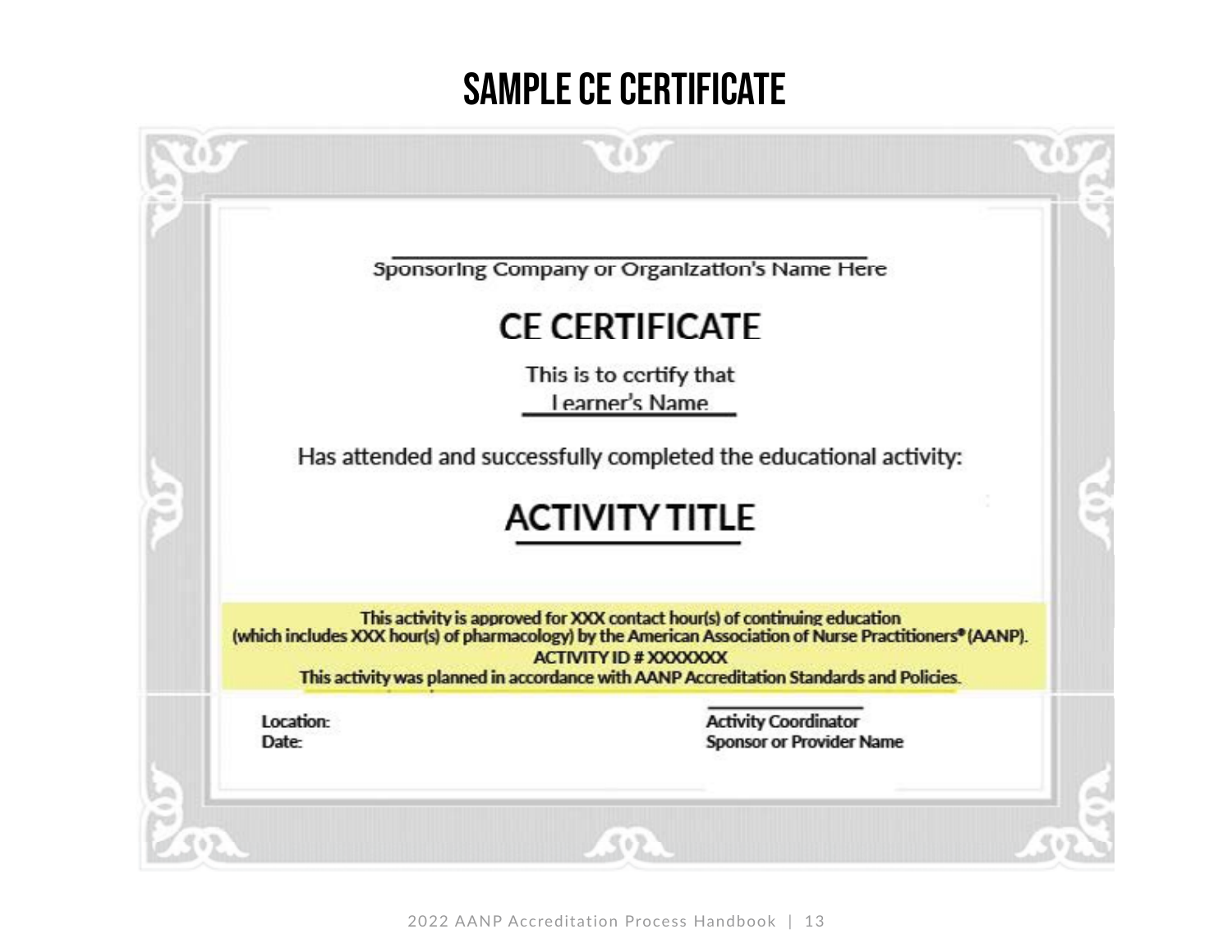# SAMPLE CE CERTIFICATE

Sponsoring Company or Organization's Name Here

## CE CERTIFICATE

This is to certify that

Learner's Name

Has attended and successfully completed the educational activity:

## ACTIVITY TITLE

This activity is approved for XXX contact hour(s) of continuing education (which includes XXX hour(s) of pharmacology) by the American Association of Nurse Practitioners® (AANP).

ACTIVITY ID # XXXXXXX

This activity was planned in accordance with AANP Accreditation Standards and Policies.

Location:
Date:

Activity Coordinator
Sponsor or Provider Name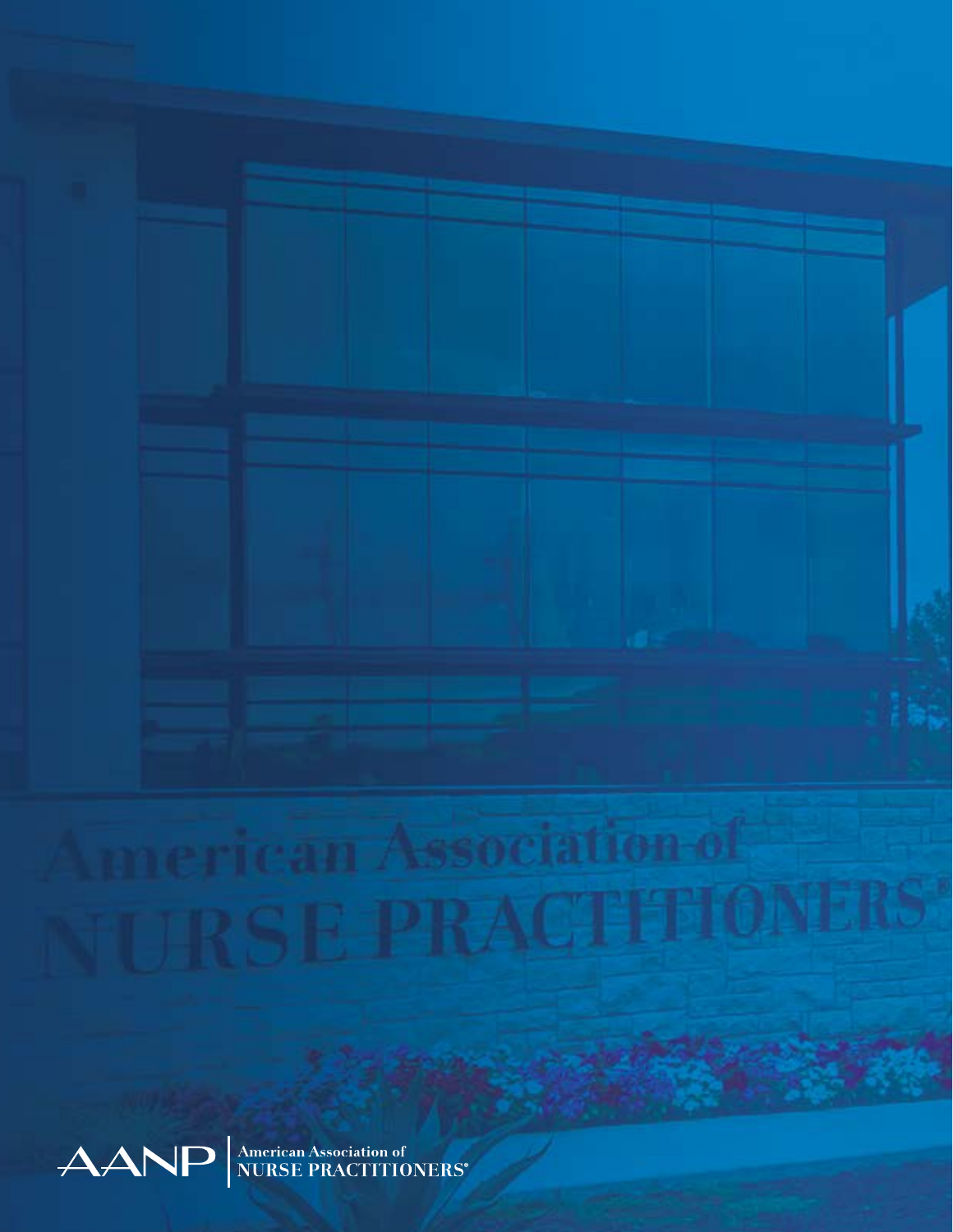AANP | American Association of NURSE PRACTITIONERS®